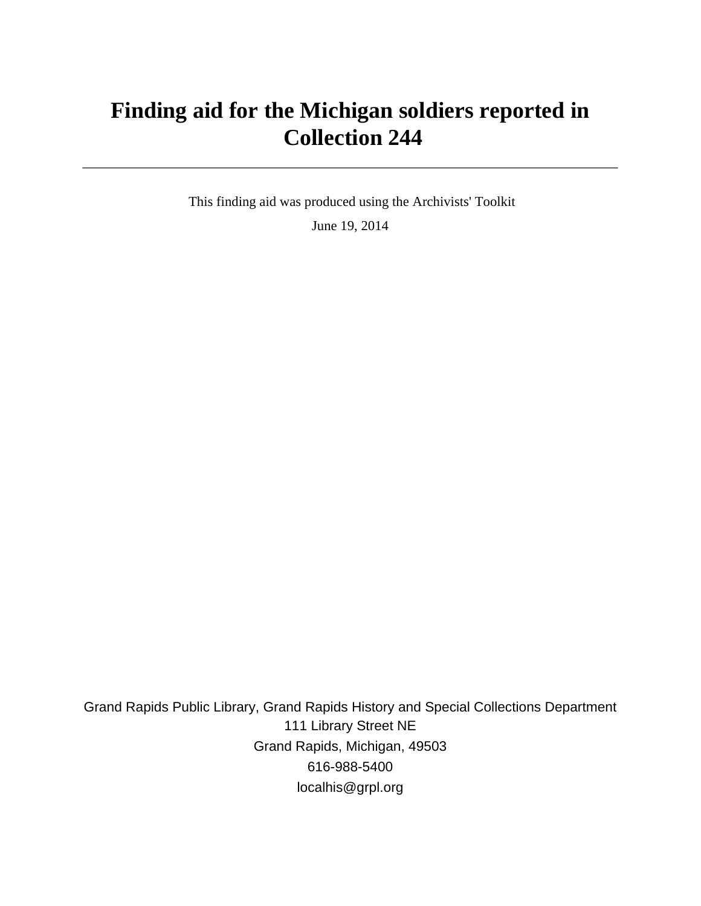# Finding aid for the Michigan soldiers reported in Collection 244

---

This finding aid was produced using the Archivists' Toolkit

June 19, 2014

Grand Rapids Public Library, Grand Rapids History and Special Collections Department
111 Library Street NE
Grand Rapids, Michigan, 49503
616-988-5400
localhis@grpl.org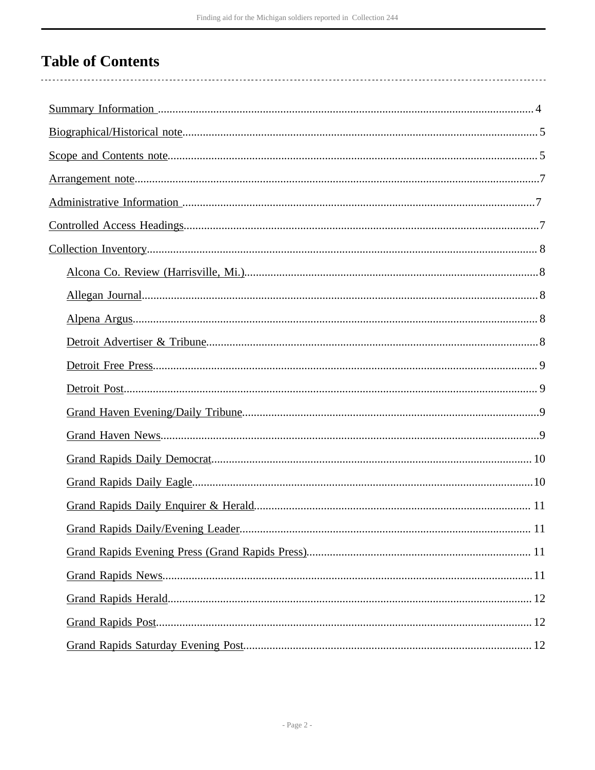# Table of Contents

Summary Information ........................................ 4

Biographical/Historical note ........................................ 5

Scope and Contents note ........................................ 5

Arrangement note ........................................ 7

Administrative Information ........................................ 7

Controlled Access Headings ........................................ 7

Collection Inventory ........................................ 8

- Alcona Co. Review (Harrisville, Mi.) ........................................ 8
- Allegan Journal ........................................ 8
- Alpena Argus ........................................ 8
- Detroit Advertiser & Tribune ........................................ 8
- Detroit Free Press ........................................ 9
- Detroit Post ........................................ 9
- Grand Haven Evening/Daily Tribune ........................................ 9
- Grand Haven News ........................................ 9
- Grand Rapids Daily Democrat ........................................ 10
- Grand Rapids Daily Eagle ........................................ 10
- Grand Rapids Daily Enquirer & Herald ........................................ 11
- Grand Rapids Daily/Evening Leader ........................................ 11
- Grand Rapids Evening Press (Grand Rapids Press) ........................................ 11
- Grand Rapids News ........................................ 11
- Grand Rapids Herald ........................................ 12
- Grand Rapids Post ........................................ 12
- Grand Rapids Saturday Evening Post ........................................ 12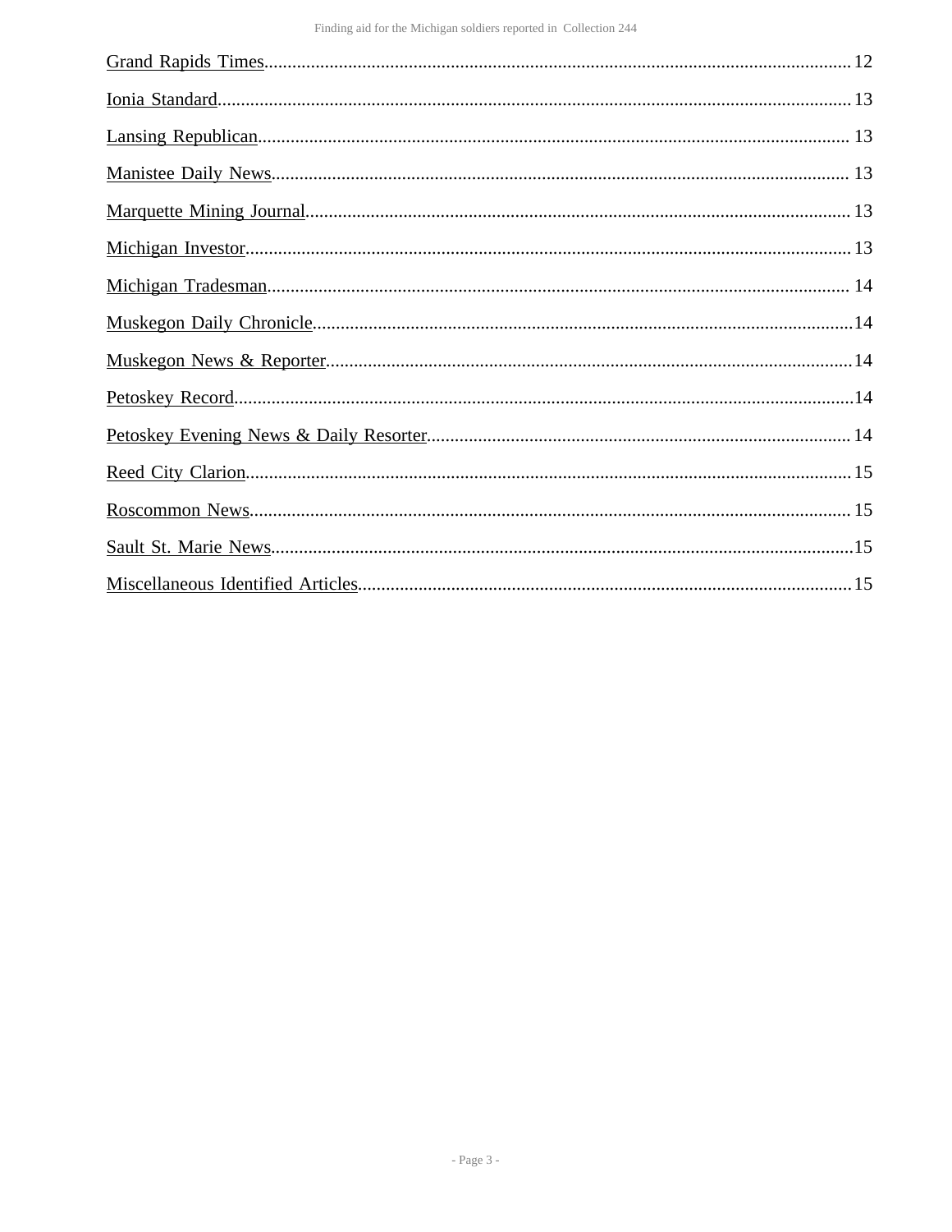Grand Rapids Times.................................................................12

Ionia Standard.......................................................................13

Lansing Republican.................................................................13

Manistee Daily News...............................................................13

Marquette Mining Journal........................................................13

Michigan Investor...................................................................13

Michigan Tradesman...............................................................14

Muskegon Daily Chronicle.......................................................14

Muskegon News & Reporter.....................................................14

Petoskey Record....................................................................14

Petoskey Evening News & Daily Resorter...................................14

Reed City Clarion...................................................................15

Roscommon News..................................................................15

Sault St. Marie News..............................................................15

Miscellaneous Identified Articles...............................................15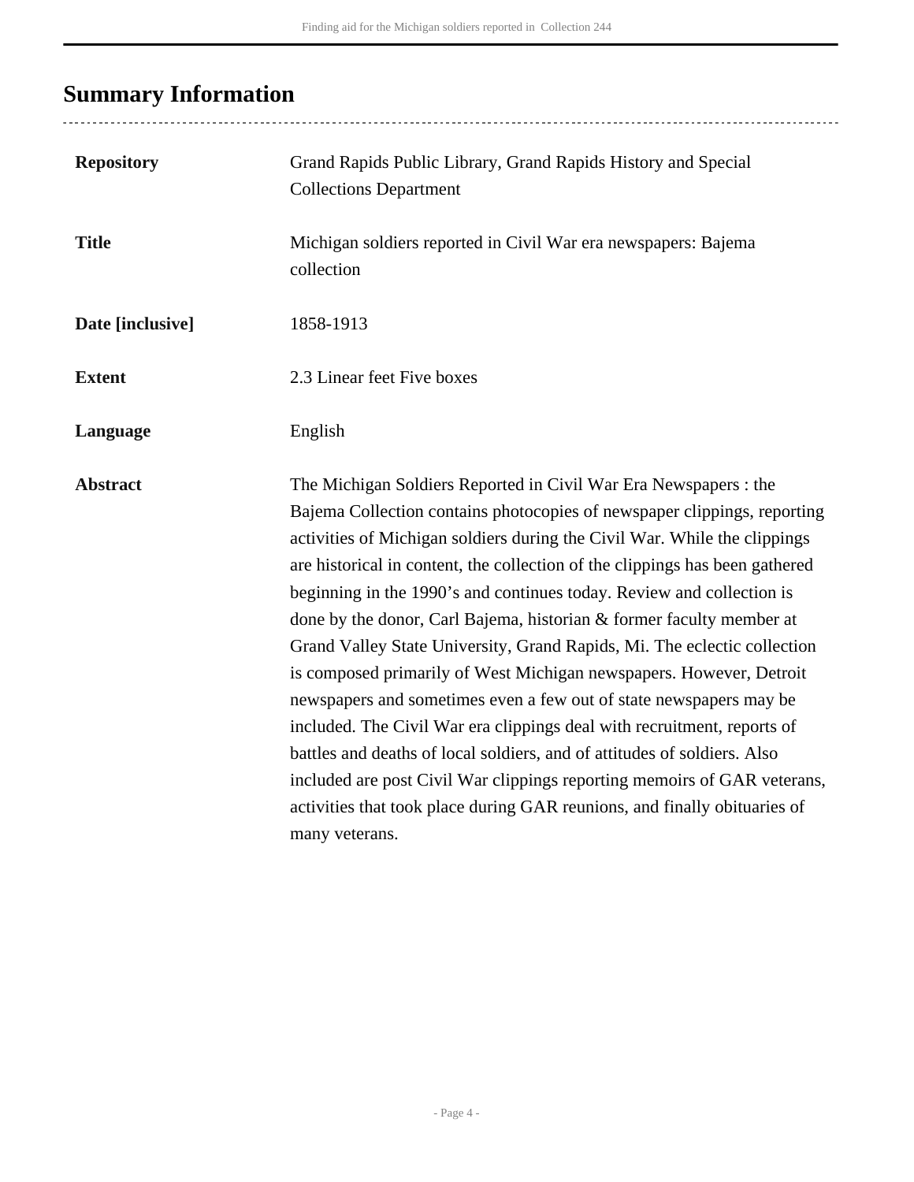## Summary Information

| | |
|---|---|
| **Repository** | Grand Rapids Public Library, Grand Rapids History and Special Collections Department |
| **Title** | Michigan soldiers reported in Civil War era newspapers: Bajema collection |
| **Date [inclusive]** | 1858-1913 |
| **Extent** | 2.3 Linear feet Five boxes |
| **Language** | English |
| **Abstract** | The Michigan Soldiers Reported in Civil War Era Newspapers : the Bajema Collection contains photocopies of newspaper clippings, reporting activities of Michigan soldiers during the Civil War. While the clippings are historical in content, the collection of the clippings has been gathered beginning in the 1990's and continues today. Review and collection is done by the donor, Carl Bajema, historian & former faculty member at Grand Valley State University, Grand Rapids, Mi. The eclectic collection is composed primarily of West Michigan newspapers. However, Detroit newspapers and sometimes even a few out of state newspapers may be included. The Civil War era clippings deal with recruitment, reports of battles and deaths of local soldiers, and of attitudes of soldiers. Also included are post Civil War clippings reporting memoirs of GAR veterans, activities that took place during GAR reunions, and finally obituaries of many veterans. |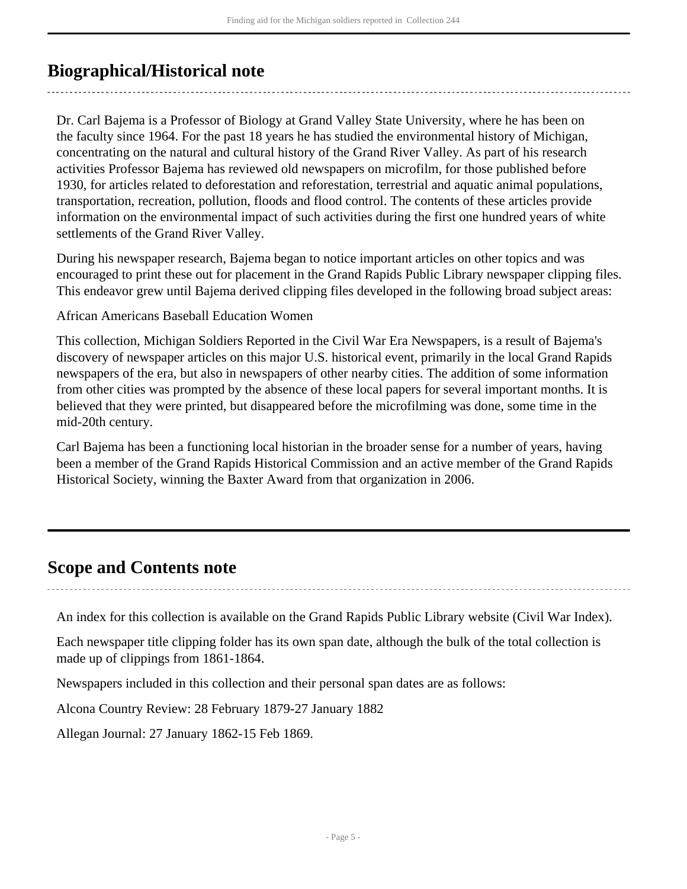## Biographical/Historical note

Dr. Carl Bajema is a Professor of Biology at Grand Valley State University, where he has been on the faculty since 1964. For the past 18 years he has studied the environmental history of Michigan, concentrating on the natural and cultural history of the Grand River Valley. As part of his research activities Professor Bajema has reviewed old newspapers on microfilm, for those published before 1930, for articles related to deforestation and reforestation, terrestrial and aquatic animal populations, transportation, recreation, pollution, floods and flood control. The contents of these articles provide information on the environmental impact of such activities during the first one hundred years of white settlements of the Grand River Valley.

During his newspaper research, Bajema began to notice important articles on other topics and was encouraged to print these out for placement in the Grand Rapids Public Library newspaper clipping files. This endeavor grew until Bajema derived clipping files developed in the following broad subject areas:

African Americans Baseball Education Women

This collection, Michigan Soldiers Reported in the Civil War Era Newspapers, is a result of Bajema's discovery of newspaper articles on this major U.S. historical event, primarily in the local Grand Rapids newspapers of the era, but also in newspapers of other nearby cities. The addition of some information from other cities was prompted by the absence of these local papers for several important months. It is believed that they were printed, but disappeared before the microfilming was done, some time in the mid-20th century.

Carl Bajema has been a functioning local historian in the broader sense for a number of years, having been a member of the Grand Rapids Historical Commission and an active member of the Grand Rapids Historical Society, winning the Baxter Award from that organization in 2006.

## Scope and Contents note

An index for this collection is available on the Grand Rapids Public Library website (Civil War Index).

Each newspaper title clipping folder has its own span date, although the bulk of the total collection is made up of clippings from 1861-1864.

Newspapers included in this collection and their personal span dates are as follows:

Alcona Country Review: 28 February 1879-27 January 1882

Allegan Journal: 27 January 1862-15 Feb 1869.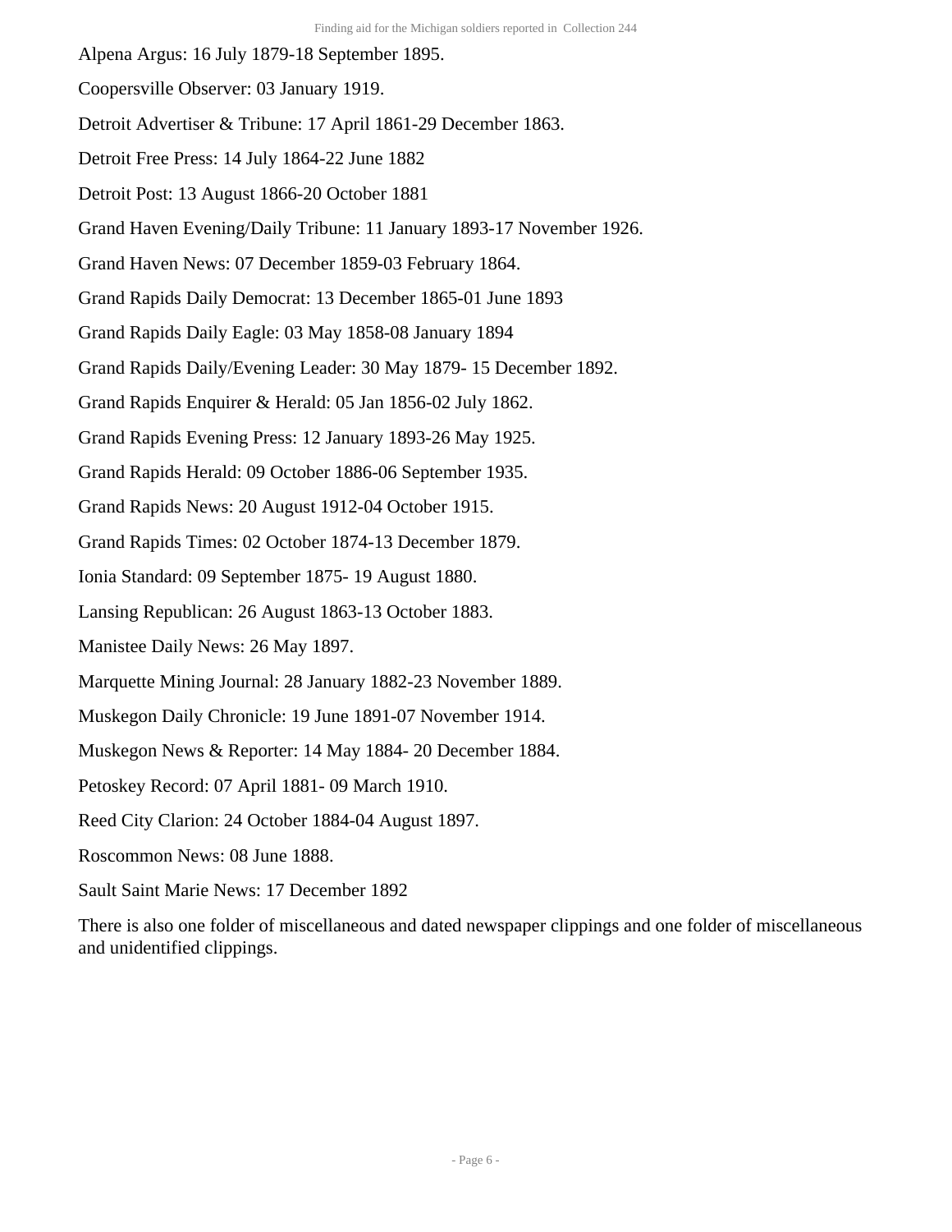Alpena Argus: 16 July 1879-18 September 1895.

Coopersville Observer: 03 January 1919.

Detroit Advertiser & Tribune: 17 April 1861-29 December 1863.

Detroit Free Press: 14 July 1864-22 June 1882

Detroit Post: 13 August 1866-20 October 1881

Grand Haven Evening/Daily Tribune: 11 January 1893-17 November 1926.

Grand Haven News: 07 December 1859-03 February 1864.

Grand Rapids Daily Democrat: 13 December 1865-01 June 1893

Grand Rapids Daily Eagle: 03 May 1858-08 January 1894

Grand Rapids Daily/Evening Leader: 30 May 1879- 15 December 1892.

Grand Rapids Enquirer & Herald: 05 Jan 1856-02 July 1862.

Grand Rapids Evening Press: 12 January 1893-26 May 1925.

Grand Rapids Herald: 09 October 1886-06 September 1935.

Grand Rapids News: 20 August 1912-04 October 1915.

Grand Rapids Times: 02 October 1874-13 December 1879.

Ionia Standard: 09 September 1875- 19 August 1880.

Lansing Republican: 26 August 1863-13 October 1883.

Manistee Daily News: 26 May 1897.

Marquette Mining Journal: 28 January 1882-23 November 1889.

Muskegon Daily Chronicle: 19 June 1891-07 November 1914.

Muskegon News & Reporter: 14 May 1884- 20 December 1884.

Petoskey Record: 07 April 1881- 09 March 1910.

Reed City Clarion: 24 October 1884-04 August 1897.

Roscommon News: 08 June 1888.

Sault Saint Marie News: 17 December 1892

There is also one folder of miscellaneous and dated newspaper clippings and one folder of miscellaneous and unidentified clippings.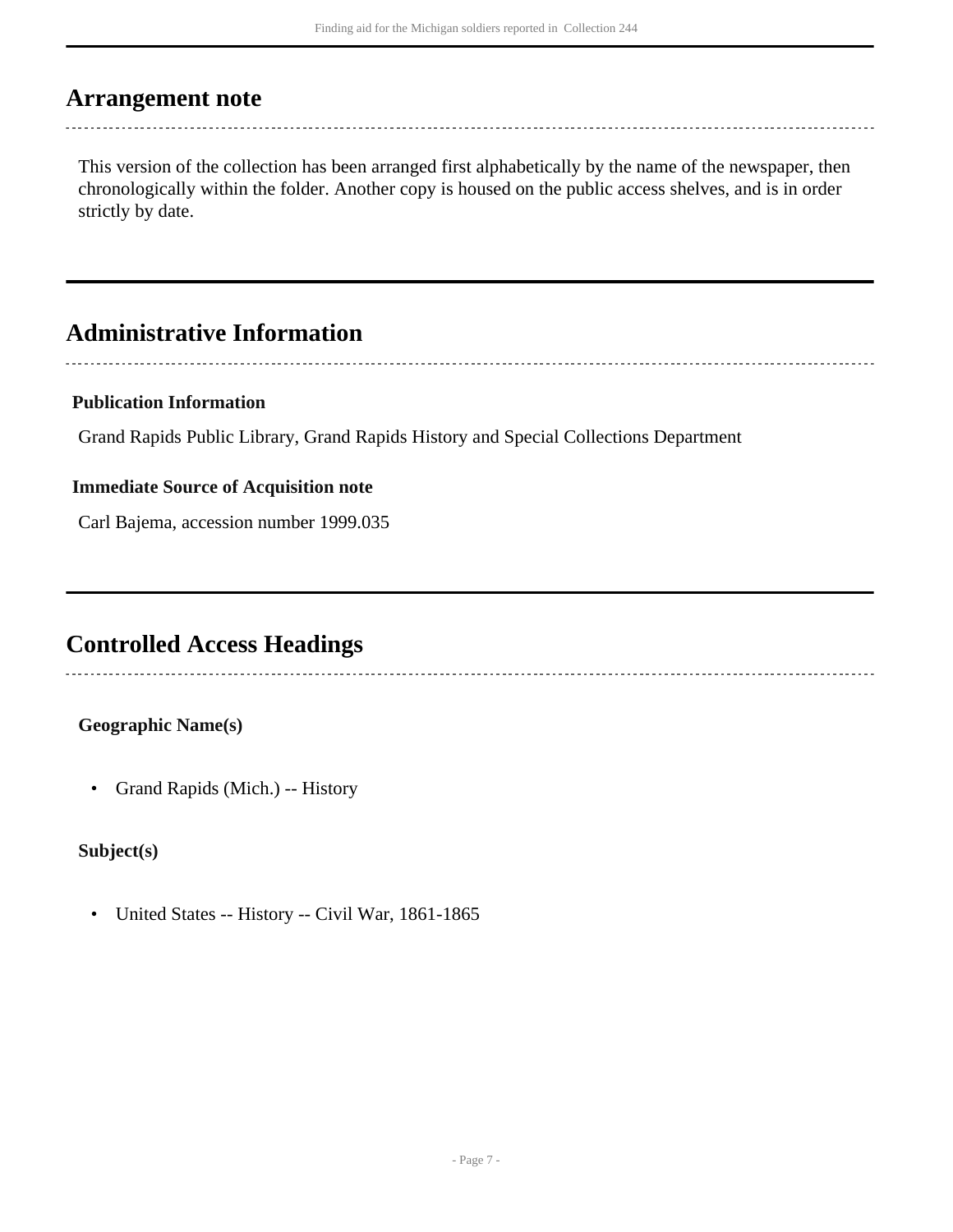## Arrangement note

This version of the collection has been arranged first alphabetically by the name of the newspaper, then chronologically within the folder. Another copy is housed on the public access shelves, and is in order strictly by date.

## Administrative Information

#### Publication Information

Grand Rapids Public Library, Grand Rapids History and Special Collections Department

#### Immediate Source of Acquisition note

Carl Bajema, accession number 1999.035

## Controlled Access Headings

#### Geographic Name(s)

- Grand Rapids (Mich.) -- History

#### Subject(s)

- United States -- History -- Civil War, 1861-1865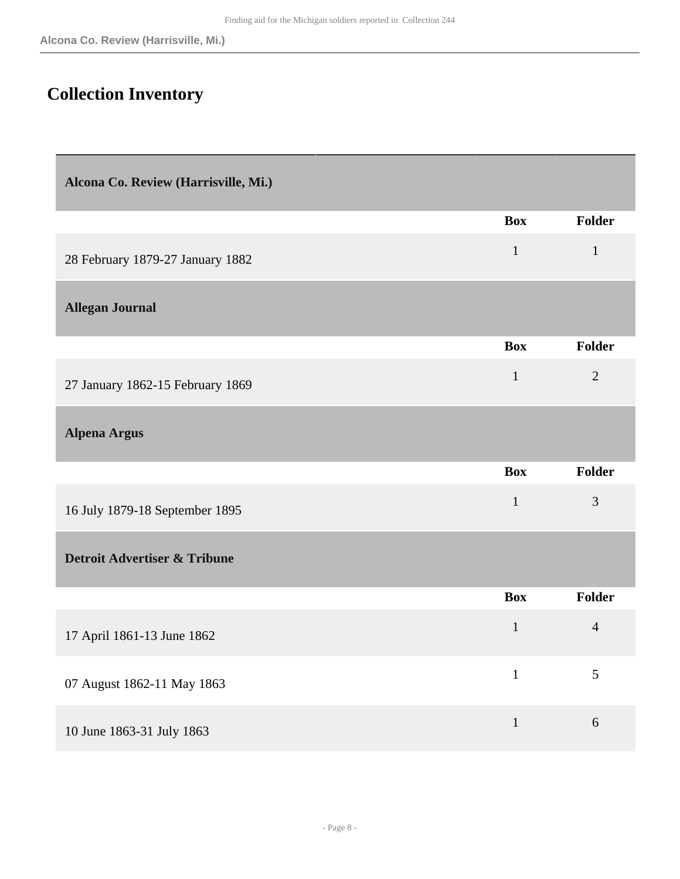## Collection Inventory

### Alcona Co. Review (Harrisville, Mi.)

| | Box | Folder |
|---|---|---|
| 28 February 1879-27 January 1882 | 1 | 1 |

### Allegan Journal

| | Box | Folder |
|---|---|---|
| 27 January 1862-15 February 1869 | 1 | 2 |

### Alpena Argus

| | Box | Folder |
|---|---|---|
| 16 July 1879-18 September 1895 | 1 | 3 |

### Detroit Advertiser & Tribune

| | Box | Folder |
|---|---|---|
| 17 April 1861-13 June 1862 | 1 | 4 |
| 07 August 1862-11 May 1863 | 1 | 5 |
| 10 June 1863-31 July 1863 | 1 | 6 |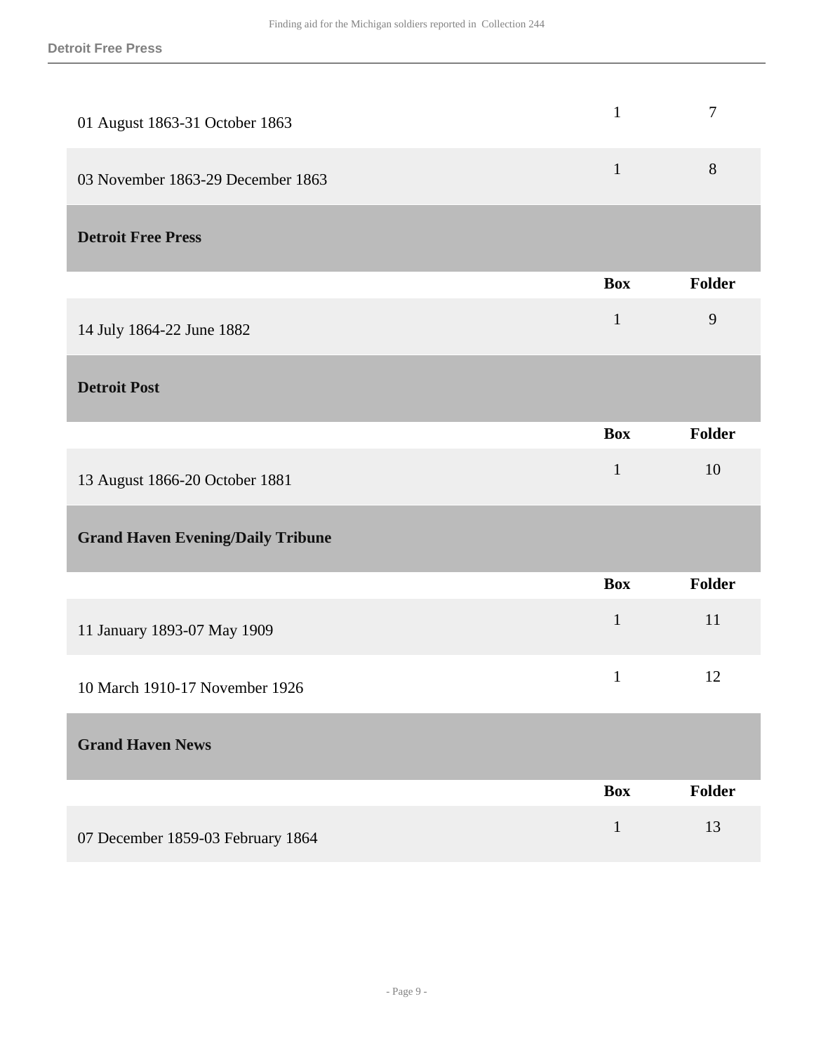| | Box | Folder |
|---|---|---|
| 01 August 1863-31 October 1863 | 1 | 7 |
| 03 November 1863-29 December 1863 | 1 | 8 |

### Detroit Free Press

| | Box | Folder |
|---|---|---|
| 14 July 1864-22 June 1882 | 1 | 9 |

### Detroit Post

| | Box | Folder |
|---|---|---|
| 13 August 1866-20 October 1881 | 1 | 10 |

### Grand Haven Evening/Daily Tribune

| | Box | Folder |
|---|---|---|
| 11 January 1893-07 May 1909 | 1 | 11 |
| 10 March 1910-17 November 1926 | 1 | 12 |

### Grand Haven News

| | Box | Folder |
|---|---|---|
| 07 December 1859-03 February 1864 | 1 | 13 |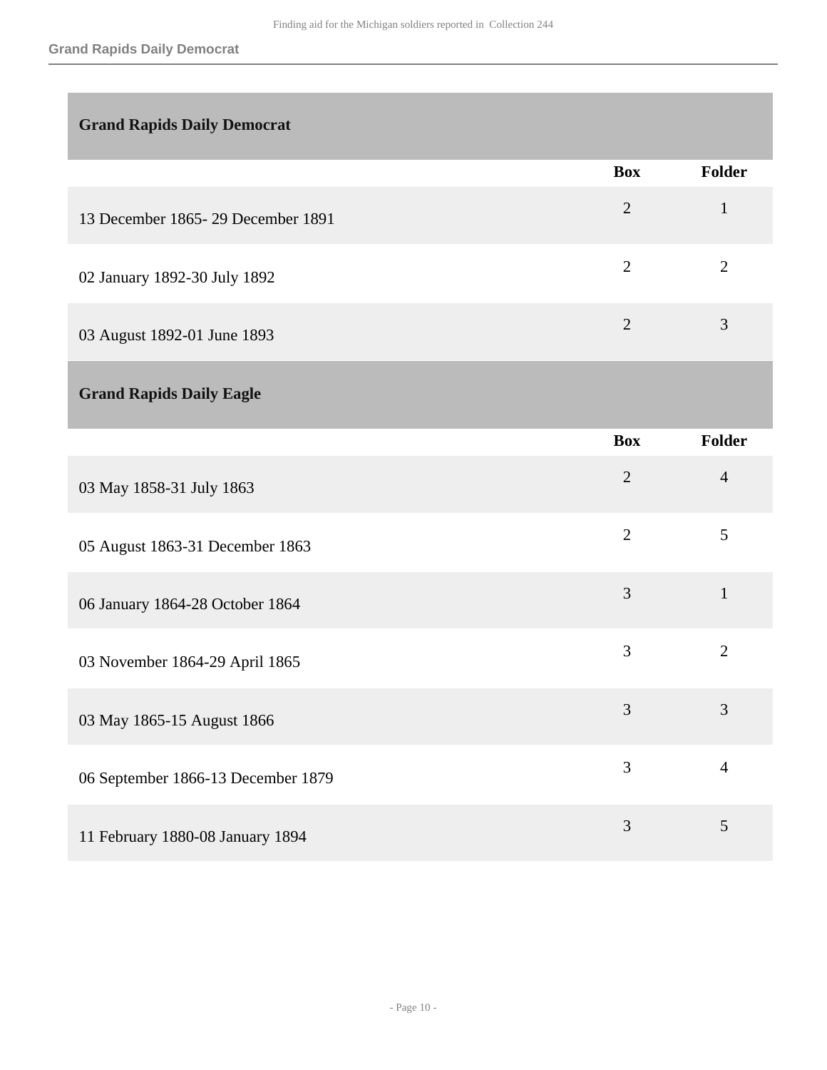## Grand Rapids Daily Democrat

| | Box | Folder |
|---|---|---|
| 13 December 1865- 29 December 1891 | 2 | 1 |
| 02 January 1892-30 July 1892 | 2 | 2 |
| 03 August 1892-01 June 1893 | 2 | 3 |

## Grand Rapids Daily Eagle

| | Box | Folder |
|---|---|---|
| 03 May 1858-31 July 1863 | 2 | 4 |
| 05 August 1863-31 December 1863 | 2 | 5 |
| 06 January 1864-28 October 1864 | 3 | 1 |
| 03 November 1864-29 April 1865 | 3 | 2 |
| 03 May 1865-15 August 1866 | 3 | 3 |
| 06 September 1866-13 December 1879 | 3 | 4 |
| 11 February 1880-08 January 1894 | 3 | 5 |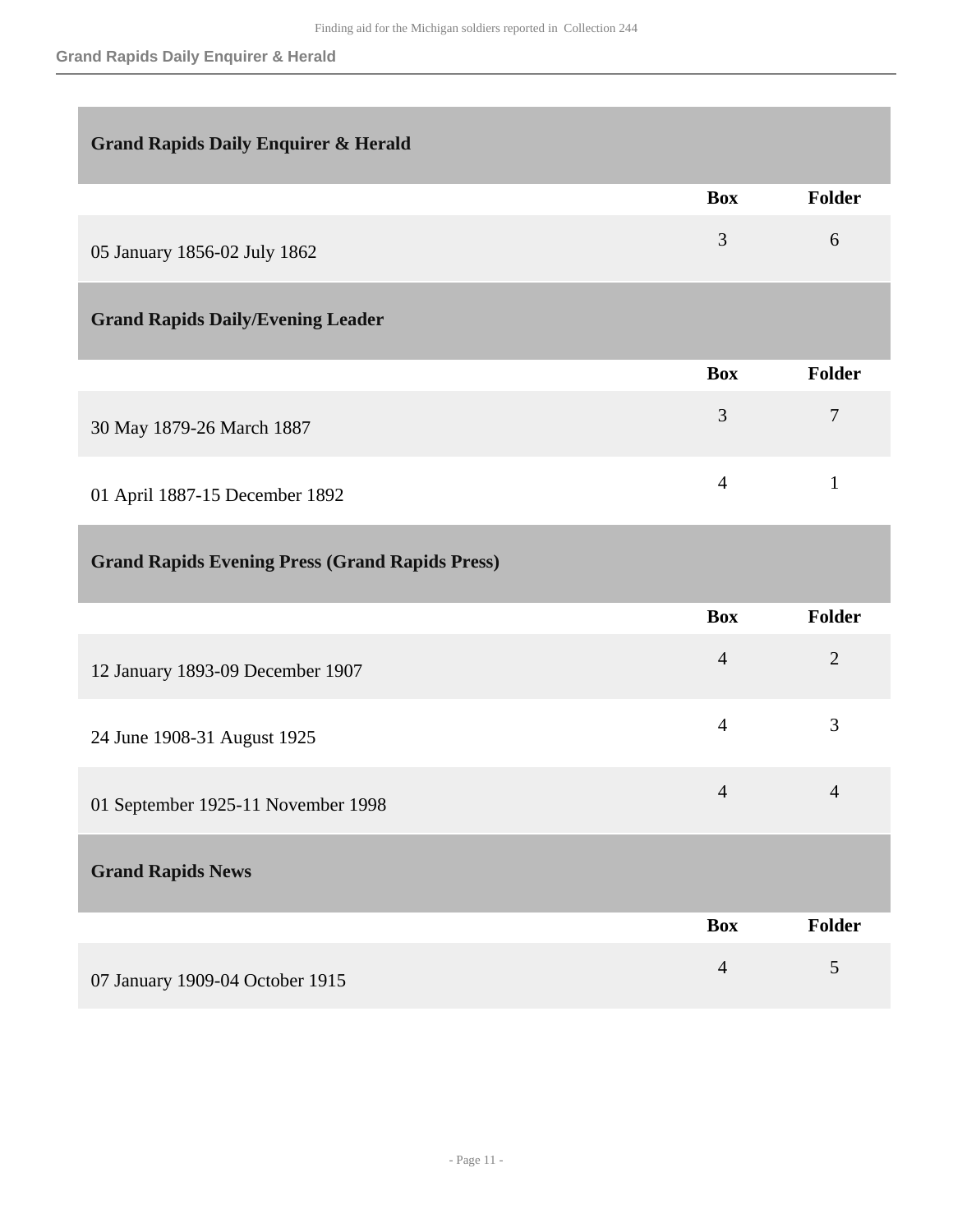## Grand Rapids Daily Enquirer & Herald

| | Box | Folder |
|---|---|---|
| 05 January 1856-02 July 1862 | 3 | 6 |

## Grand Rapids Daily/Evening Leader

| | Box | Folder |
|---|---|---|
| 30 May 1879-26 March 1887 | 3 | 7 |
| 01 April 1887-15 December 1892 | 4 | 1 |

## Grand Rapids Evening Press (Grand Rapids Press)

| | Box | Folder |
|---|---|---|
| 12 January 1893-09 December 1907 | 4 | 2 |
| 24 June 1908-31 August 1925 | 4 | 3 |
| 01 September 1925-11 November 1998 | 4 | 4 |

## Grand Rapids News

| | Box | Folder |
|---|---|---|
| 07 January 1909-04 October 1915 | 4 | 5 |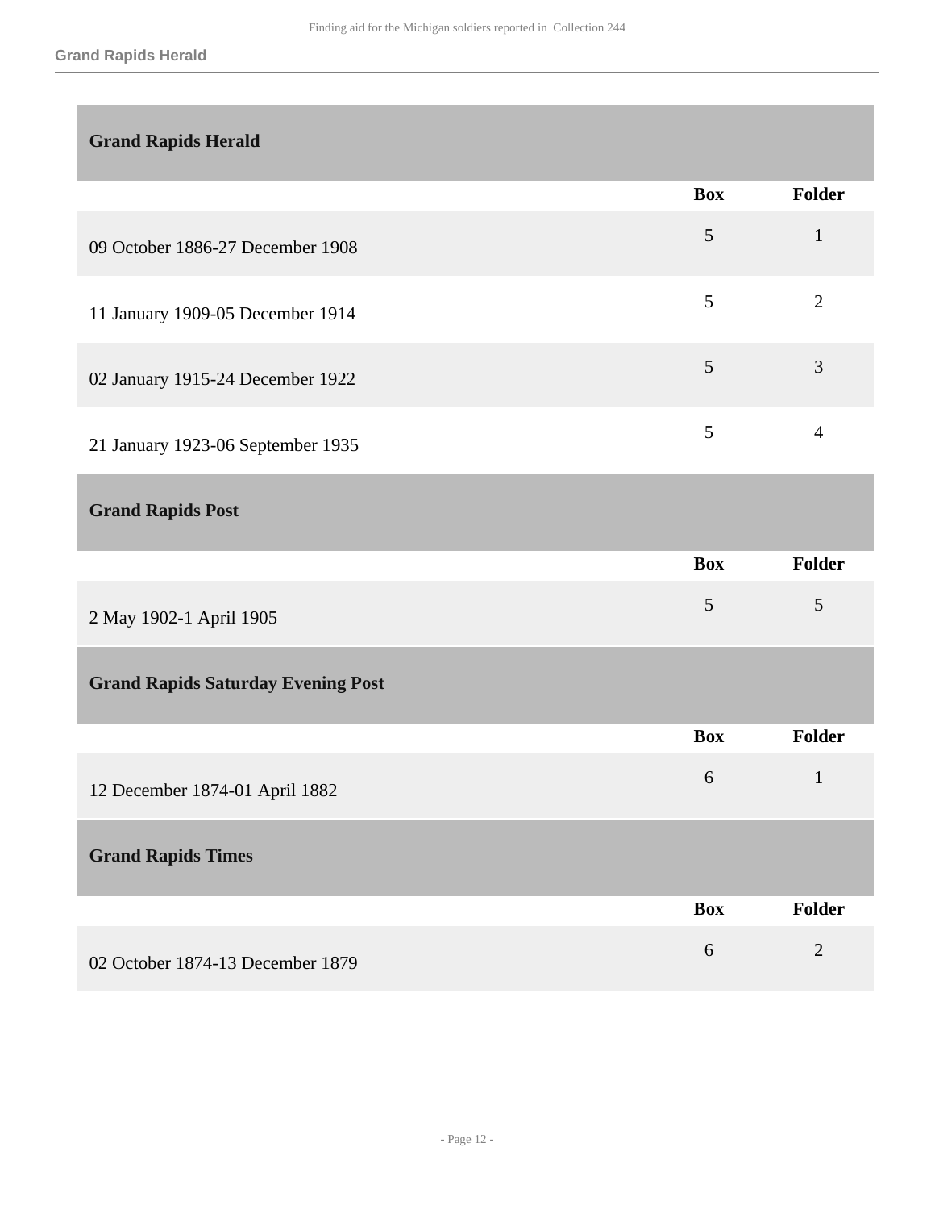## Grand Rapids Herald

| | Box | Folder |
|---|---|---|
| 09 October 1886-27 December 1908 | 5 | 1 |
| 11 January 1909-05 December 1914 | 5 | 2 |
| 02 January 1915-24 December 1922 | 5 | 3 |
| 21 January 1923-06 September 1935 | 5 | 4 |

## Grand Rapids Post

| | Box | Folder |
|---|---|---|
| 2 May 1902-1 April 1905 | 5 | 5 |

## Grand Rapids Saturday Evening Post

| | Box | Folder |
|---|---|---|
| 12 December 1874-01 April 1882 | 6 | 1 |

## Grand Rapids Times

| | Box | Folder |
|---|---|---|
| 02 October 1874-13 December 1879 | 6 | 2 |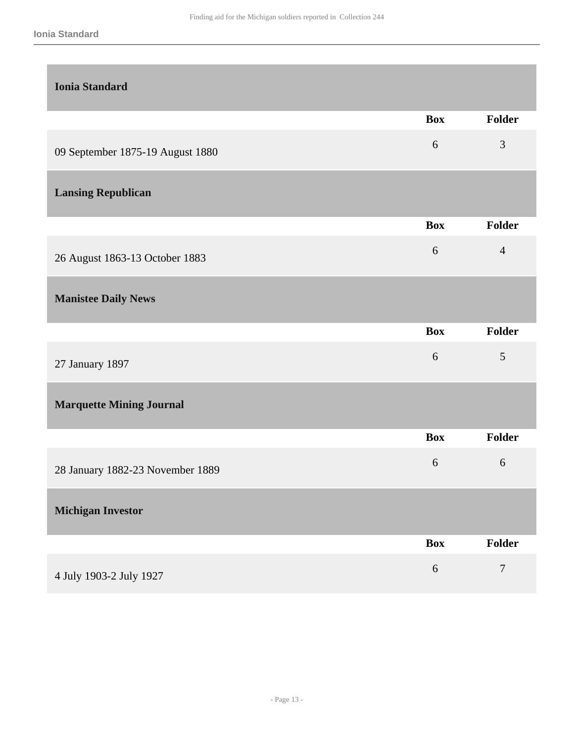## Ionia Standard

| | Box | Folder |
|---|---|---|
| 09 September 1875-19 August 1880 | 6 | 3 |

## Lansing Republican

| | Box | Folder |
|---|---|---|
| 26 August 1863-13 October 1883 | 6 | 4 |

## Manistee Daily News

| | Box | Folder |
|---|---|---|
| 27 January 1897 | 6 | 5 |

## Marquette Mining Journal

| | Box | Folder |
|---|---|---|
| 28 January 1882-23 November 1889 | 6 | 6 |

## Michigan Investor

| | Box | Folder |
|---|---|---|
| 4 July 1903-2 July 1927 | 6 | 7 |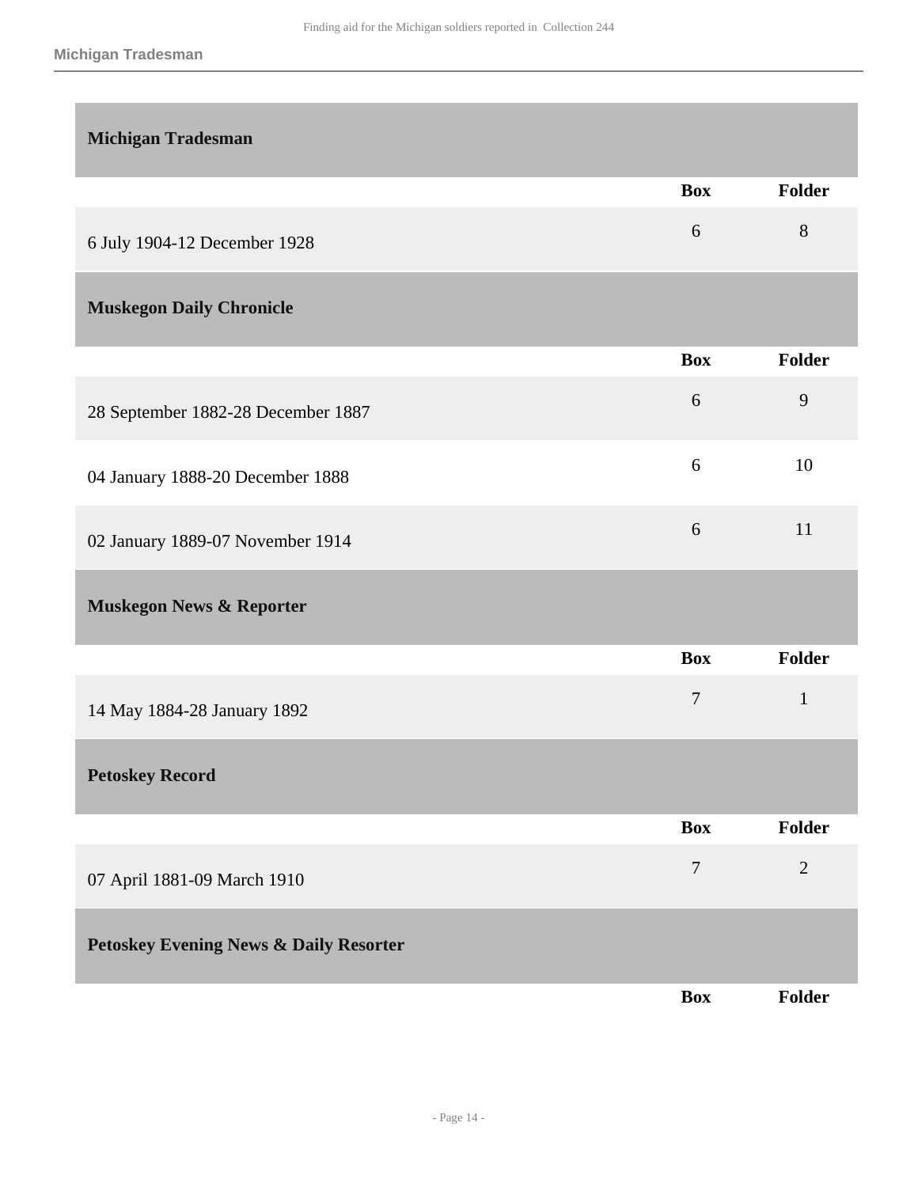## Michigan Tradesman

| | Box | Folder |
|---|---|---|
| 6 July 1904-12 December 1928 | 6 | 8 |

## Muskegon Daily Chronicle

| | Box | Folder |
|---|---|---|
| 28 September 1882-28 December 1887 | 6 | 9 |
| 04 January 1888-20 December 1888 | 6 | 10 |
| 02 January 1889-07 November 1914 | 6 | 11 |

## Muskegon News & Reporter

| | Box | Folder |
|---|---|---|
| 14 May 1884-28 January 1892 | 7 | 1 |

## Petoskey Record

| | Box | Folder |
|---|---|---|
| 07 April 1881-09 March 1910 | 7 | 2 |

## Petoskey Evening News & Daily Resorter

| | Box | Folder |
|---|---|---|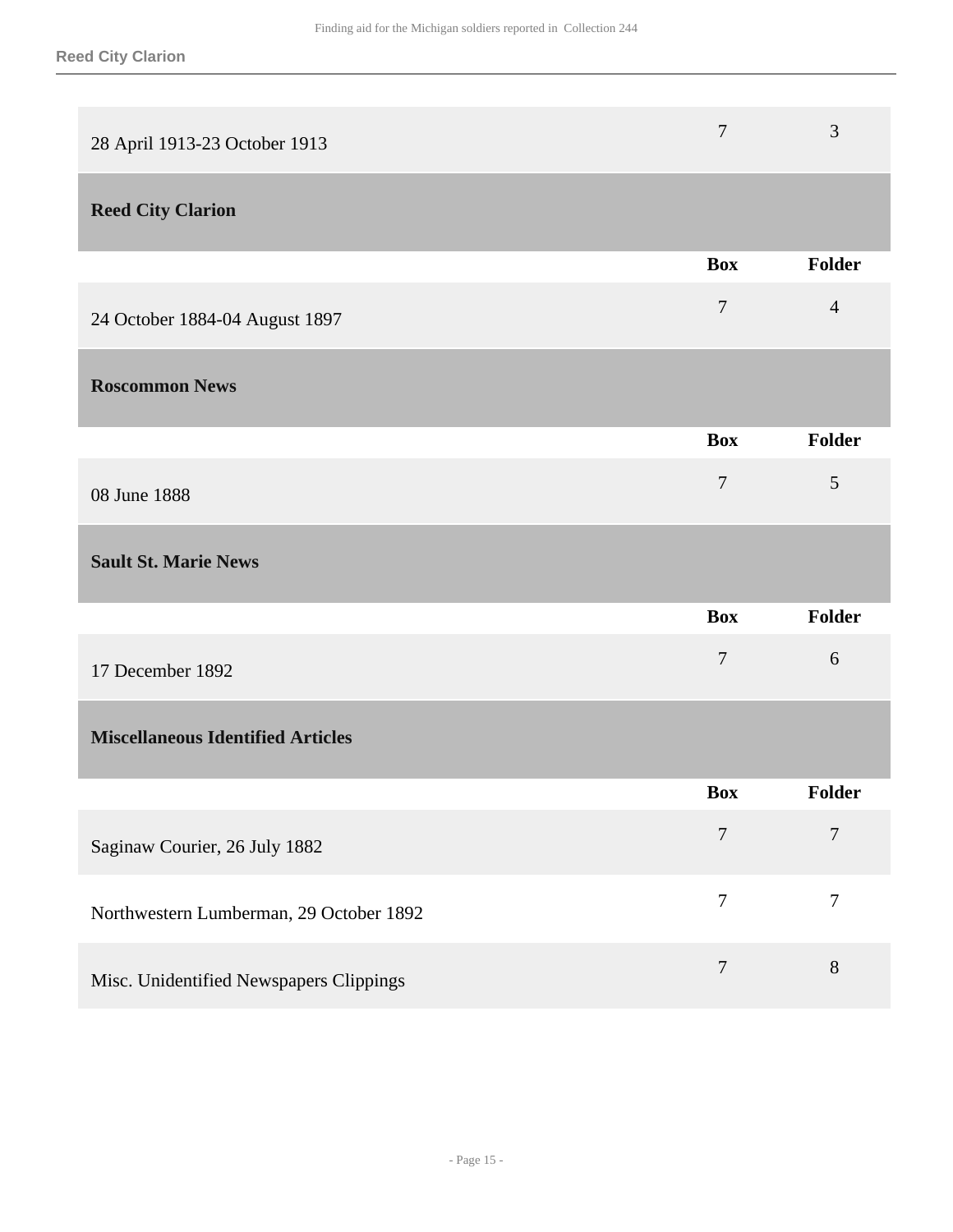| | Box | Folder |
|---|---|---|
| 28 April 1913-23 October 1913 | 7 | 3 |

**Reed City Clarion**

| | Box | Folder |
|---|---|---|
| 24 October 1884-04 August 1897 | 7 | 4 |

**Roscommon News**

| | Box | Folder |
|---|---|---|
| 08 June 1888 | 7 | 5 |

**Sault St. Marie News**

| | Box | Folder |
|---|---|---|
| 17 December 1892 | 7 | 6 |

**Miscellaneous Identified Articles**

| | Box | Folder |
|---|---|---|
| Saginaw Courier, 26 July 1882 | 7 | 7 |
| Northwestern Lumberman, 29 October 1892 | 7 | 7 |
| Misc. Unidentified Newspapers Clippings | 7 | 8 |